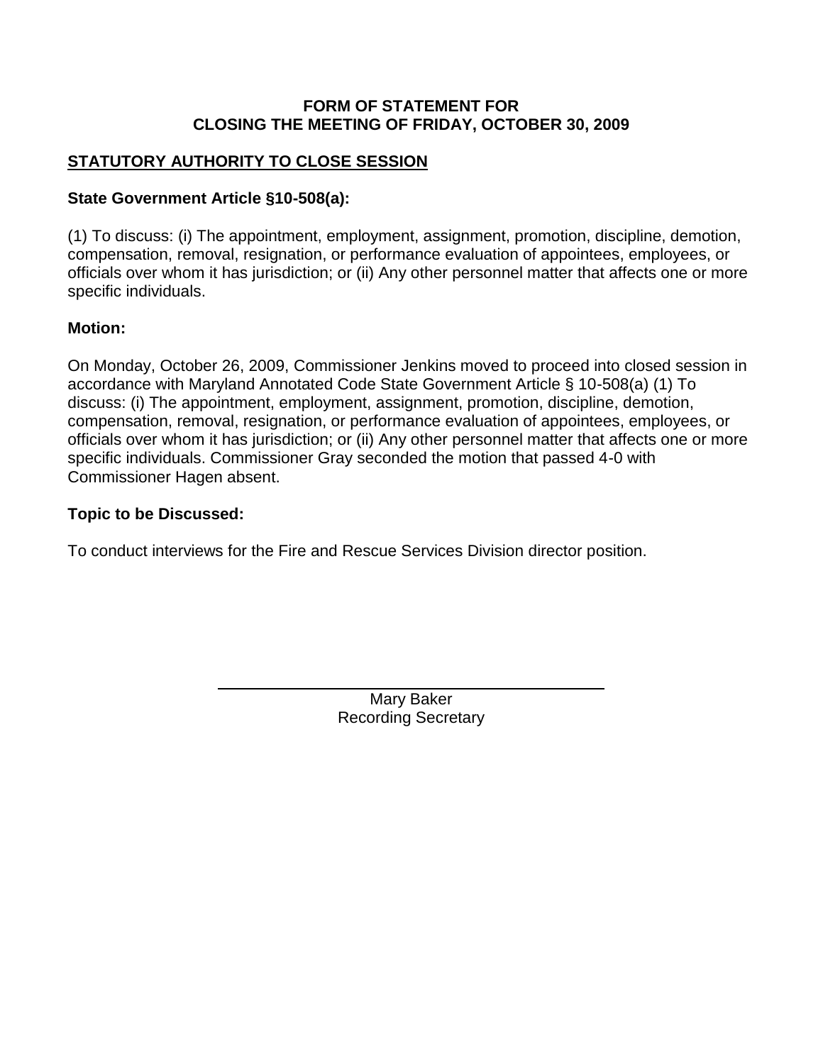**FORM OF STATEMENT FOR CLOSING THE MEETING OF FRIDAY, OCTOBER 30, 2009**

## **STATUTORY AUTHORITY TO CLOSE SESSION**

**State Government Article §10-508(a):**

(1) To discuss: (i) The appointment, employment, assignment, promotion, discipline, demotion, compensation, removal, resignation, or performance evaluation of appointees, employees, or officials over whom it has jurisdiction; or (ii) Any other personnel matter that affects one or more specific individuals.

**Motion:**

On Monday, October 26, 2009, Commissioner Jenkins moved to proceed into closed session in accordance with Maryland Annotated Code State Government Article § 10-508(a) (1) To discuss: (i) The appointment, employment, assignment, promotion, discipline, demotion, compensation, removal, resignation, or performance evaluation of appointees, employees, or officials over whom it has jurisdiction; or (ii) Any other personnel matter that affects one or more specific individuals. Commissioner Gray seconded the motion that passed 4-0 with Commissioner Hagen absent.

**Topic to be Discussed:**

To conduct interviews for the Fire and Rescue Services Division director position.

Mary Baker
Recording Secretary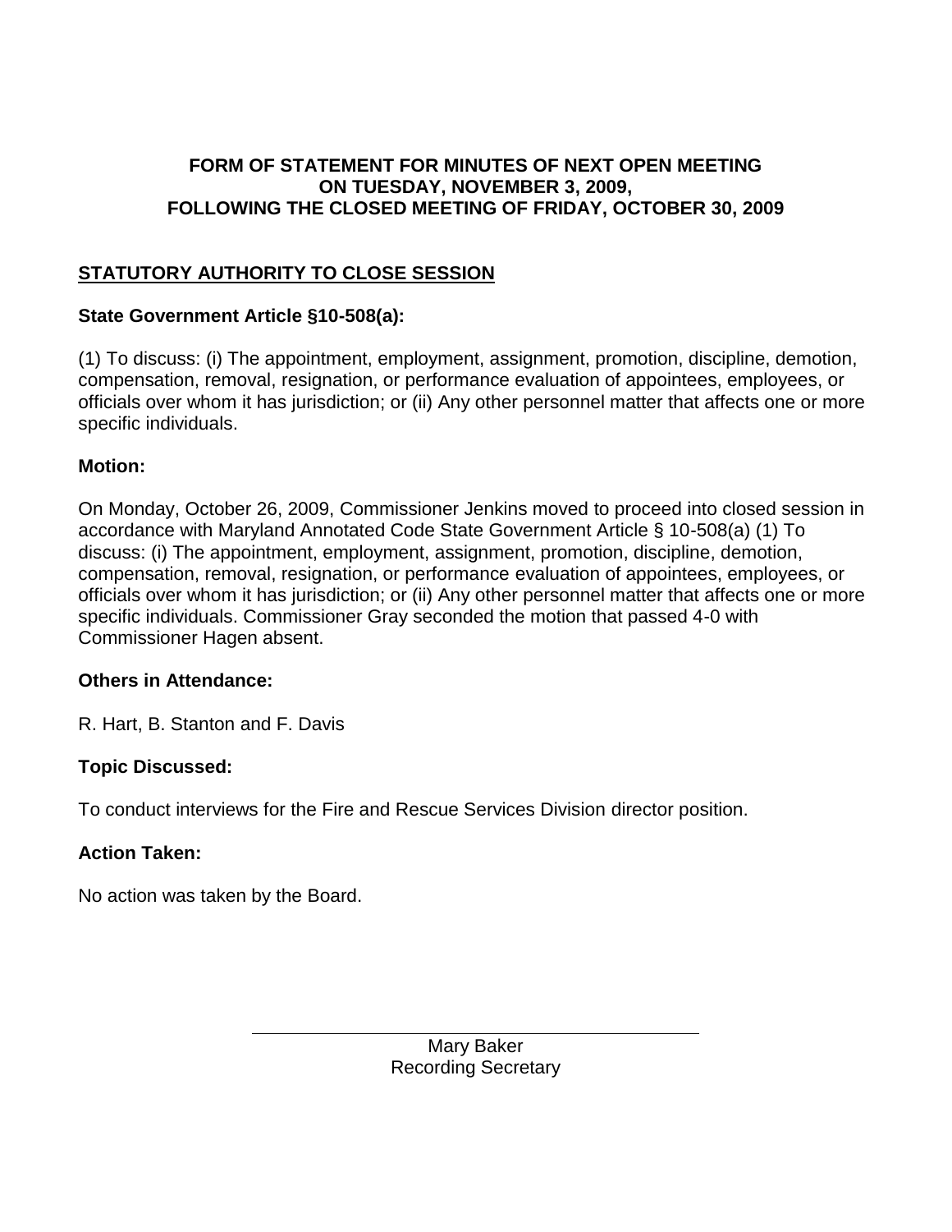**FORM OF STATEMENT FOR MINUTES OF NEXT OPEN MEETING ON TUESDAY, NOVEMBER 3, 2009, FOLLOWING THE CLOSED MEETING OF FRIDAY, OCTOBER 30, 2009**

## STATUTORY AUTHORITY TO CLOSE SESSION

### State Government Article §10-508(a):

(1) To discuss: (i) The appointment, employment, assignment, promotion, discipline, demotion, compensation, removal, resignation, or performance evaluation of appointees, employees, or officials over whom it has jurisdiction; or (ii) Any other personnel matter that affects one or more specific individuals.

### Motion:

On Monday, October 26, 2009, Commissioner Jenkins moved to proceed into closed session in accordance with Maryland Annotated Code State Government Article § 10-508(a) (1) To discuss: (i) The appointment, employment, assignment, promotion, discipline, demotion, compensation, removal, resignation, or performance evaluation of appointees, employees, or officials over whom it has jurisdiction; or (ii) Any other personnel matter that affects one or more specific individuals. Commissioner Gray seconded the motion that passed 4-0 with Commissioner Hagen absent.

### Others in Attendance:

R. Hart, B. Stanton and F. Davis

### Topic Discussed:

To conduct interviews for the Fire and Rescue Services Division director position.

### Action Taken:

No action was taken by the Board.

Mary Baker
Recording Secretary